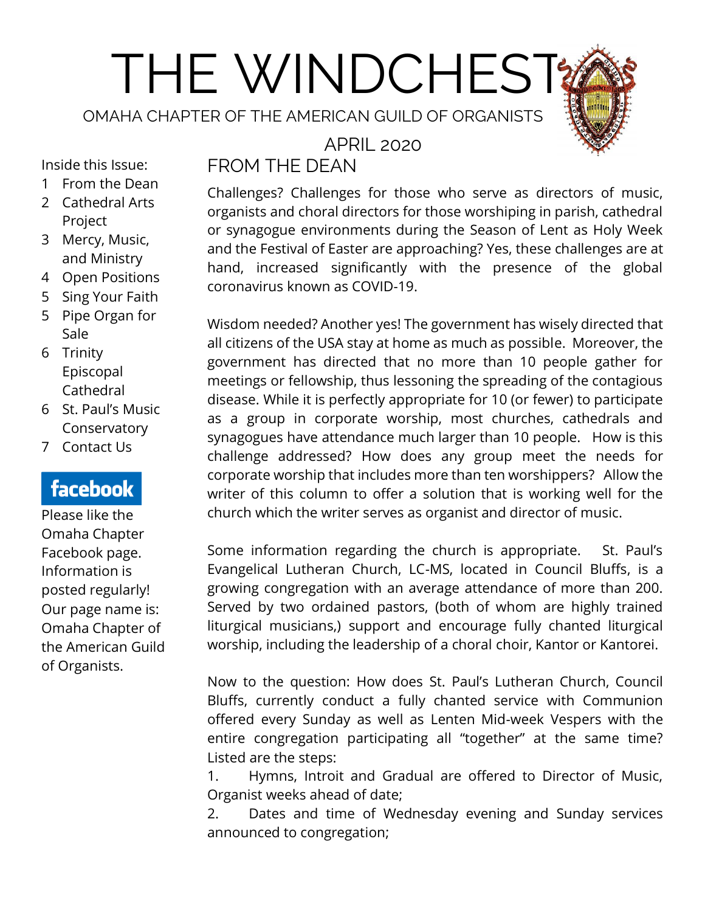# THE WINDCHEST

OMAHA CHAPTER OF THE AMERICAN GUILD OF ORGANISTS

APRIL 2020

Inside this Issue:

1 From the Dean
2 Cathedral Arts Project
3 Mercy, Music, and Ministry
4 Open Positions
5 Sing Your Faith
5 Pipe Organ for Sale
6 Trinity Episcopal Cathedral
6 St. Paul's Music Conservatory
7 Contact Us

facebook

Please like the Omaha Chapter Facebook page. Information is posted regularly! Our page name is: Omaha Chapter of the American Guild of Organists.

## FROM THE DEAN

Challenges? Challenges for those who serve as directors of music, organists and choral directors for those worshiping in parish, cathedral or synagogue environments during the Season of Lent as Holy Week and the Festival of Easter are approaching? Yes, these challenges are at hand, increased significantly with the presence of the global coronavirus known as COVID-19.

Wisdom needed? Another yes! The government has wisely directed that all citizens of the USA stay at home as much as possible. Moreover, the government has directed that no more than 10 people gather for meetings or fellowship, thus lessoning the spreading of the contagious disease. While it is perfectly appropriate for 10 (or fewer) to participate as a group in corporate worship, most churches, cathedrals and synagogues have attendance much larger than 10 people. How is this challenge addressed? How does any group meet the needs for corporate worship that includes more than ten worshippers? Allow the writer of this column to offer a solution that is working well for the church which the writer serves as organist and director of music.

Some information regarding the church is appropriate. St. Paul's Evangelical Lutheran Church, LC-MS, located in Council Bluffs, is a growing congregation with an average attendance of more than 200. Served by two ordained pastors, (both of whom are highly trained liturgical musicians,) support and encourage fully chanted liturgical worship, including the leadership of a choral choir, Kantor or Kantorei.

Now to the question: How does St. Paul's Lutheran Church, Council Bluffs, currently conduct a fully chanted service with Communion offered every Sunday as well as Lenten Mid-week Vespers with the entire congregation participating all "together" at the same time? Listed are the steps:

1. Hymns, Introit and Gradual are offered to Director of Music, Organist weeks ahead of date;
2. Dates and time of Wednesday evening and Sunday services announced to congregation;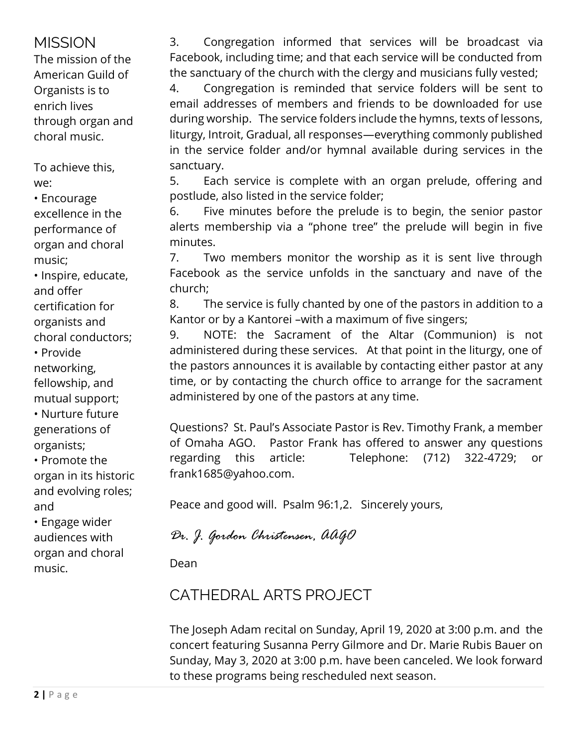## MISSION

The mission of the American Guild of Organists is to enrich lives through organ and choral music.

To achieve this, we:

- Encourage excellence in the performance of organ and choral music;
- Inspire, educate, and offer certification for organists and choral conductors;
- Provide networking, fellowship, and mutual support;
- Nurture future generations of organists;
- Promote the organ in its historic and evolving roles; and
- Engage wider audiences with organ and choral music.

3. Congregation informed that services will be broadcast via Facebook, including time; and that each service will be conducted from the sanctuary of the church with the clergy and musicians fully vested;
4. Congregation is reminded that service folders will be sent to email addresses of members and friends to be downloaded for use during worship. The service folders include the hymns, texts of lessons, liturgy, Introit, Gradual, all responses—everything commonly published in the service folder and/or hymnal available during services in the sanctuary.
5. Each service is complete with an organ prelude, offering and postlude, also listed in the service folder;
6. Five minutes before the prelude is to begin, the senior pastor alerts membership via a "phone tree" the prelude will begin in five minutes.
7. Two members monitor the worship as it is sent live through Facebook as the service unfolds in the sanctuary and nave of the church;
8. The service is fully chanted by one of the pastors in addition to a Kantor or by a Kantorei –with a maximum of five singers;
9. NOTE: the Sacrament of the Altar (Communion) is not administered during these services. At that point in the liturgy, one of the pastors announces it is available by contacting either pastor at any time, or by contacting the church office to arrange for the sacrament administered by one of the pastors at any time.

Questions? St. Paul's Associate Pastor is Rev. Timothy Frank, a member of Omaha AGO. Pastor Frank has offered to answer any questions regarding this article: Telephone: (712) 322-4729; or frank1685@yahoo.com.

Peace and good will. Psalm 96:1,2. Sincerely yours,

*Dr. J. Gordon Christensen, AAGO*

Dean

## CATHEDRAL ARTS PROJECT

The Joseph Adam recital on Sunday, April 19, 2020 at 3:00 p.m. and the concert featuring Susanna Perry Gilmore and Dr. Marie Rubis Bauer on Sunday, May 3, 2020 at 3:00 p.m. have been canceled. We look forward to these programs being rescheduled next season.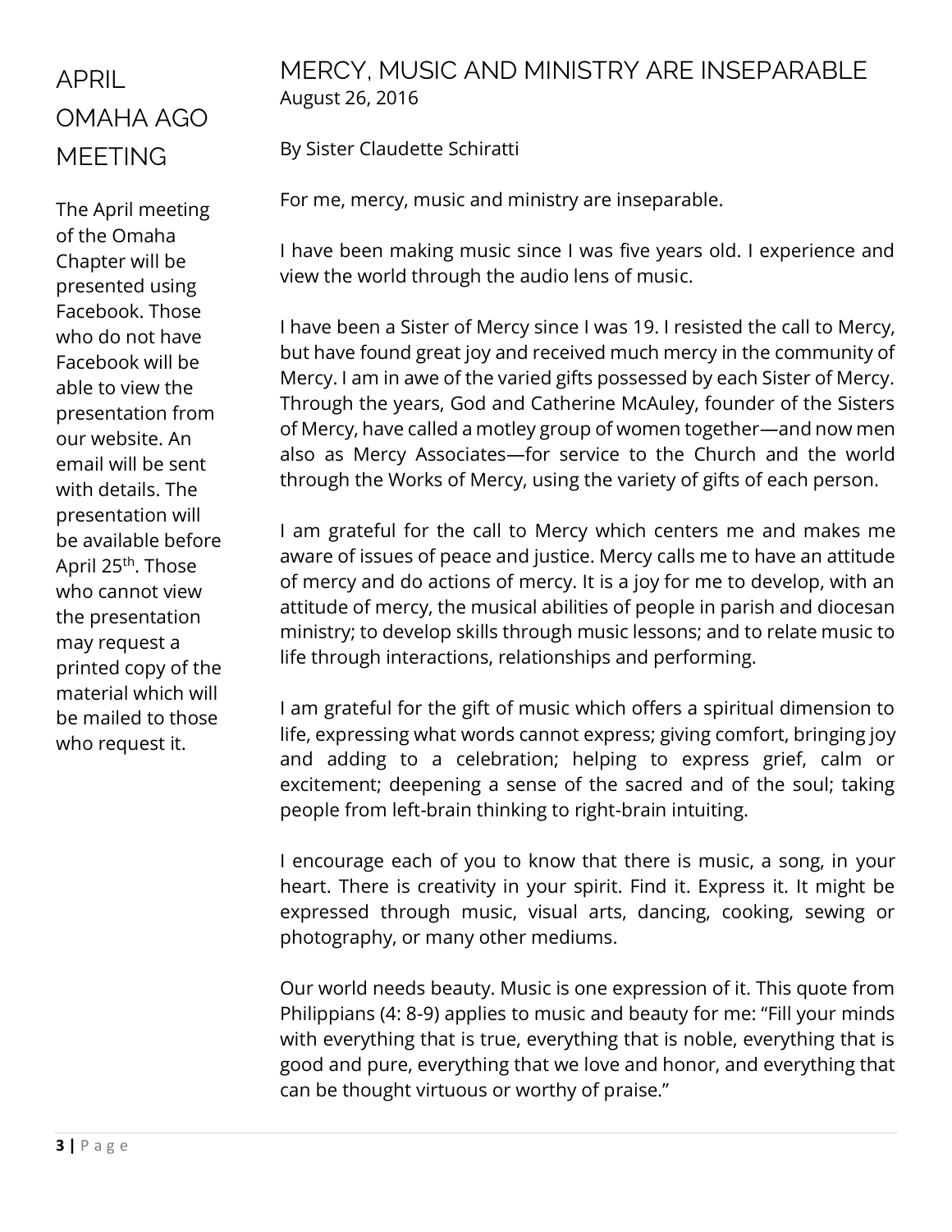## APRIL OMAHA AGO MEETING

The April meeting of the Omaha Chapter will be presented using Facebook. Those who do not have Facebook will be able to view the presentation from our website. An email will be sent with details. The presentation will be available before April 25th. Those who cannot view the presentation may request a printed copy of the material which will be mailed to those who request it.

## MERCY, MUSIC AND MINISTRY ARE INSEPARABLE

August 26, 2016

By Sister Claudette Schiratti

For me, mercy, music and ministry are inseparable.

I have been making music since I was five years old. I experience and view the world through the audio lens of music.

I have been a Sister of Mercy since I was 19. I resisted the call to Mercy, but have found great joy and received much mercy in the community of Mercy. I am in awe of the varied gifts possessed by each Sister of Mercy. Through the years, God and Catherine McAuley, founder of the Sisters of Mercy, have called a motley group of women together—and now men also as Mercy Associates—for service to the Church and the world through the Works of Mercy, using the variety of gifts of each person.

I am grateful for the call to Mercy which centers me and makes me aware of issues of peace and justice. Mercy calls me to have an attitude of mercy and do actions of mercy. It is a joy for me to develop, with an attitude of mercy, the musical abilities of people in parish and diocesan ministry; to develop skills through music lessons; and to relate music to life through interactions, relationships and performing.

I am grateful for the gift of music which offers a spiritual dimension to life, expressing what words cannot express; giving comfort, bringing joy and adding to a celebration; helping to express grief, calm or excitement; deepening a sense of the sacred and of the soul; taking people from left-brain thinking to right-brain intuiting.

I encourage each of you to know that there is music, a song, in your heart. There is creativity in your spirit. Find it. Express it. It might be expressed through music, visual arts, dancing, cooking, sewing or photography, or many other mediums.

Our world needs beauty. Music is one expression of it. This quote from Philippians (4: 8-9) applies to music and beauty for me: "Fill your minds with everything that is true, everything that is noble, everything that is good and pure, everything that we love and honor, and everything that can be thought virtuous or worthy of praise."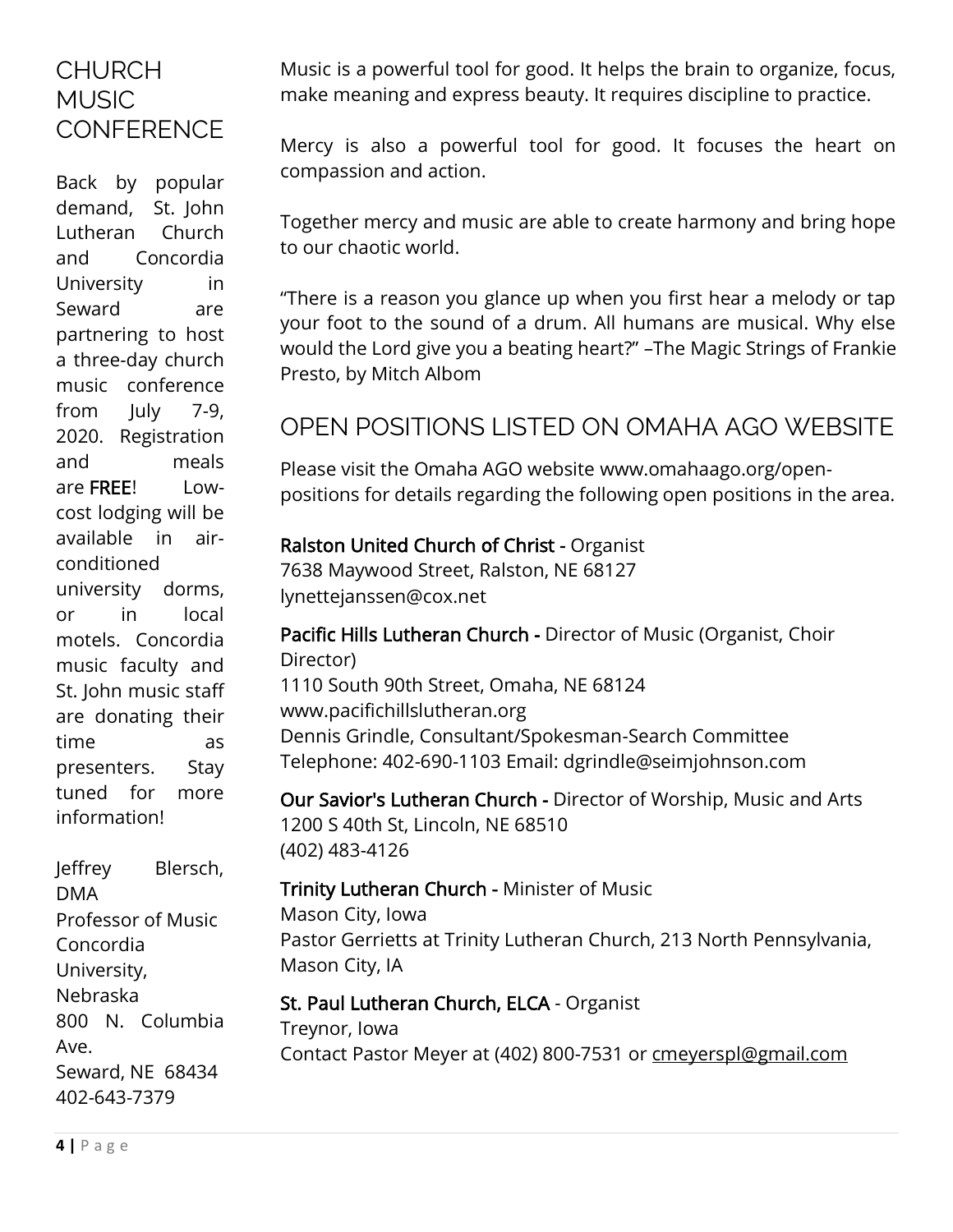## CHURCH MUSIC CONFERENCE

Back by popular demand, St. John Lutheran Church and Concordia University in Seward are partnering to host a three-day church music conference from July 7-9, 2020. Registration and meals are **FREE**! Low-cost lodging will be available in air-conditioned university dorms, or in local motels. Concordia music faculty and St. John music staff are donating their time as presenters. Stay tuned for more information!

Jeffrey Blersch, DMA
Professor of Music
Concordia University, Nebraska
800 N. Columbia Ave.
Seward, NE 68434
402-643-7379

Music is a powerful tool for good. It helps the brain to organize, focus, make meaning and express beauty. It requires discipline to practice.

Mercy is also a powerful tool for good. It focuses the heart on compassion and action.

Together mercy and music are able to create harmony and bring hope to our chaotic world.

"There is a reason you glance up when you first hear a melody or tap your foot to the sound of a drum. All humans are musical. Why else would the Lord give you a beating heart?" –The Magic Strings of Frankie Presto, by Mitch Albom

## OPEN POSITIONS LISTED ON OMAHA AGO WEBSITE

Please visit the Omaha AGO website www.omahaago.org/open-positions for details regarding the following open positions in the area.

**Ralston United Church of Christ -** Organist
7638 Maywood Street, Ralston, NE 68127
lynettejanssen@cox.net

**Pacific Hills Lutheran Church -** Director of Music (Organist, Choir Director)
1110 South 90th Street, Omaha, NE 68124
www.pacifichillslutheran.org
Dennis Grindle, Consultant/Spokesman-Search Committee
Telephone: 402-690-1103 Email: dgrindle@seimjohnson.com

**Our Savior's Lutheran Church -** Director of Worship, Music and Arts
1200 S 40th St, Lincoln, NE 68510
(402) 483-4126

**Trinity Lutheran Church -** Minister of Music
Mason City, Iowa
Pastor Gerrietts at Trinity Lutheran Church, 213 North Pennsylvania, Mason City, IA

**St. Paul Lutheran Church, ELCA** - Organist
Treynor, Iowa
Contact Pastor Meyer at (402) 800-7531 or cmeyerspl@gmail.com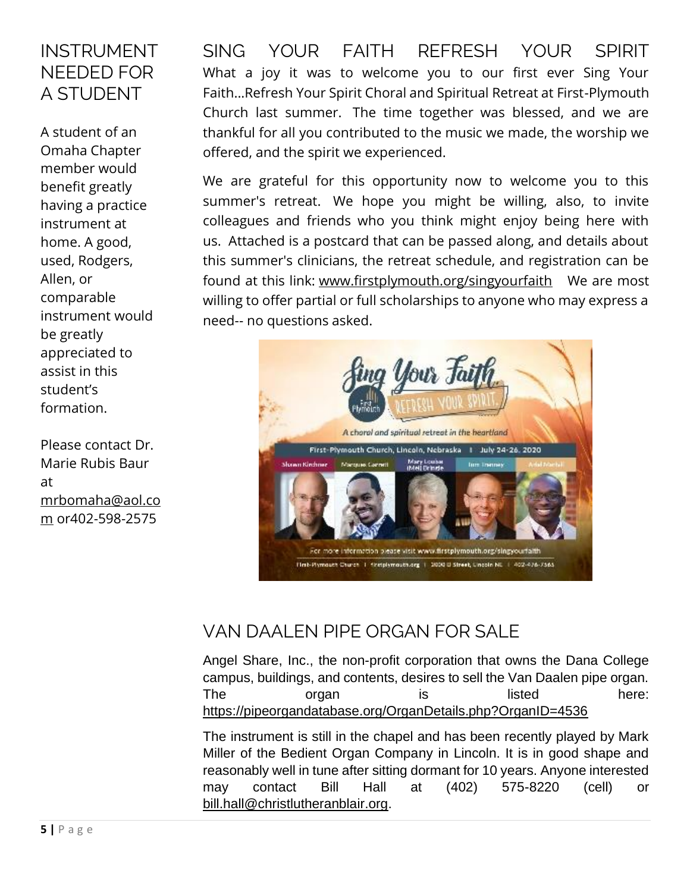## INSTRUMENT NEEDED FOR A STUDENT

A student of an Omaha Chapter member would benefit greatly having a practice instrument at home. A good, used, Rodgers, Allen, or comparable instrument would be greatly appreciated to assist in this student's formation.

Please contact Dr. Marie Rubis Baur at mrbomaha@aol.com or402-598-2575

## SING YOUR FAITH REFRESH YOUR SPIRIT

What a joy it was to welcome you to our first ever Sing Your Faith…Refresh Your Spirit Choral and Spiritual Retreat at First-Plymouth Church last summer. The time together was blessed, and we are thankful for all you contributed to the music we made, the worship we offered, and the spirit we experienced.

We are grateful for this opportunity now to welcome you to this summer's retreat. We hope you might be willing, also, to invite colleagues and friends who you think might enjoy being here with us. Attached is a postcard that can be passed along, and details about this summer's clinicians, the retreat schedule, and registration can be found at this link: www.firstplymouth.org/singyourfaith We are most willing to offer partial or full scholarships to anyone who may express a need-- no questions asked.

## VAN DAALEN PIPE ORGAN FOR SALE

Angel Share, Inc., the non-profit corporation that owns the Dana College campus, buildings, and contents, desires to sell the Van Daalen pipe organ. The organ is listed here: https://pipeorgandatabase.org/OrganDetails.php?OrganID=4536

The instrument is still in the chapel and has been recently played by Mark Miller of the Bedient Organ Company in Lincoln. It is in good shape and reasonably well in tune after sitting dormant for 10 years. Anyone interested may contact Bill Hall at (402) 575-8220 (cell) or bill.hall@christlutheranblair.org.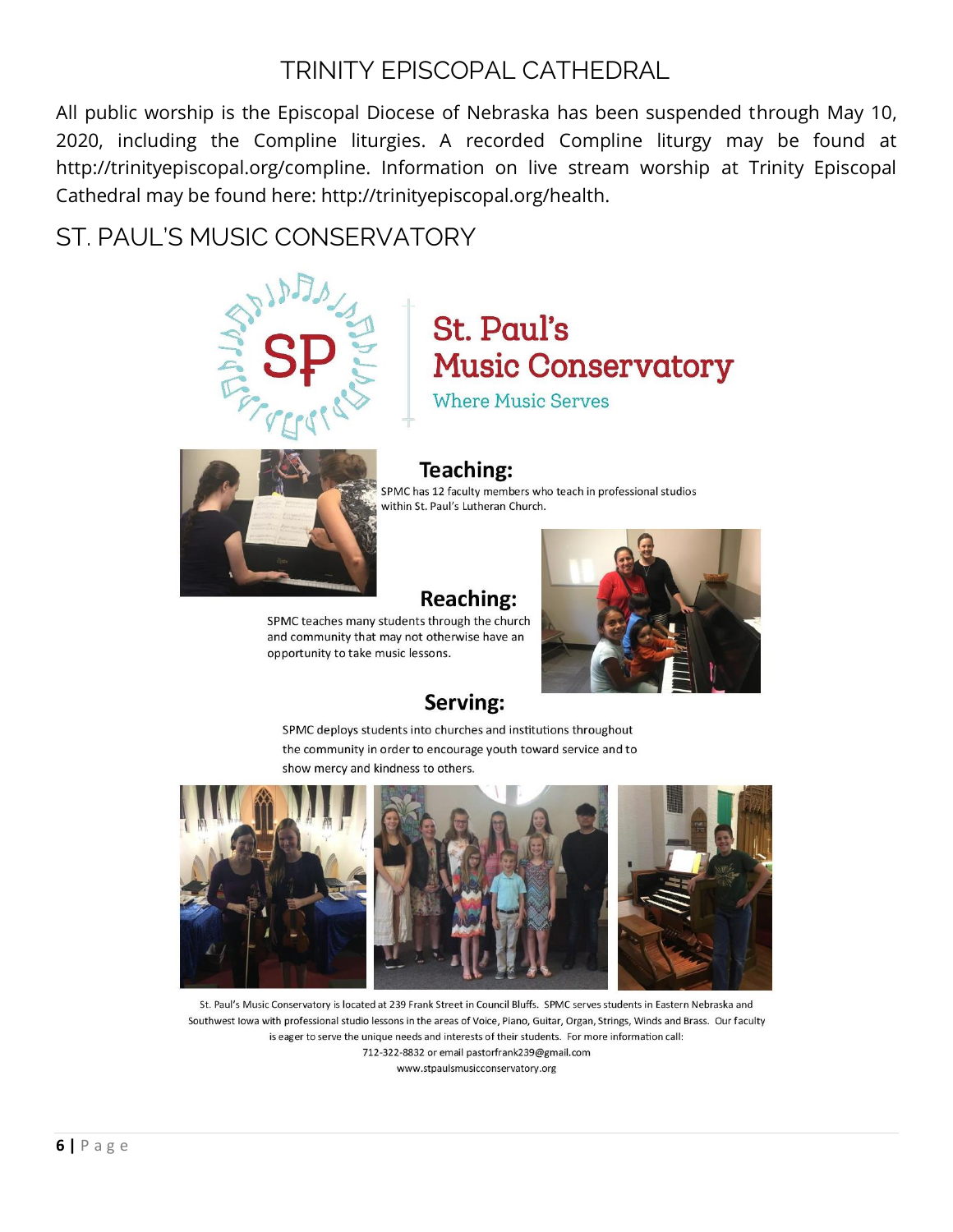# TRINITY EPISCOPAL CATHEDRAL

All public worship is the Episcopal Diocese of Nebraska has been suspended through May 10, 2020, including the Compline liturgies. A recorded Compline liturgy may be found at http://trinityepiscopal.org/compline. Information on live stream worship at Trinity Episcopal Cathedral may be found here: http://trinityepiscopal.org/health.

# ST. PAUL'S MUSIC CONSERVATORY

St. Paul's Music Conservatory

Where Music Serves

### Teaching:

SPMC has 12 faculty members who teach in professional studios within St. Paul's Lutheran Church.

### Reaching:

SPMC teaches many students through the church and community that may not otherwise have an opportunity to take music lessons.

### Serving:

SPMC deploys students into churches and institutions throughout the community in order to encourage youth toward service and to show mercy and kindness to others.

St. Paul's Music Conservatory is located at 239 Frank Street in Council Bluffs. SPMC serves students in Eastern Nebraska and Southwest Iowa with professional studio lessons in the areas of Voice, Piano, Guitar, Organ, Strings, Winds and Brass. Our faculty is eager to serve the unique needs and interests of their students. For more information call:

712-322-8832 or email pastorfrank239@gmail.com

www.stpaulsmusicconservatory.org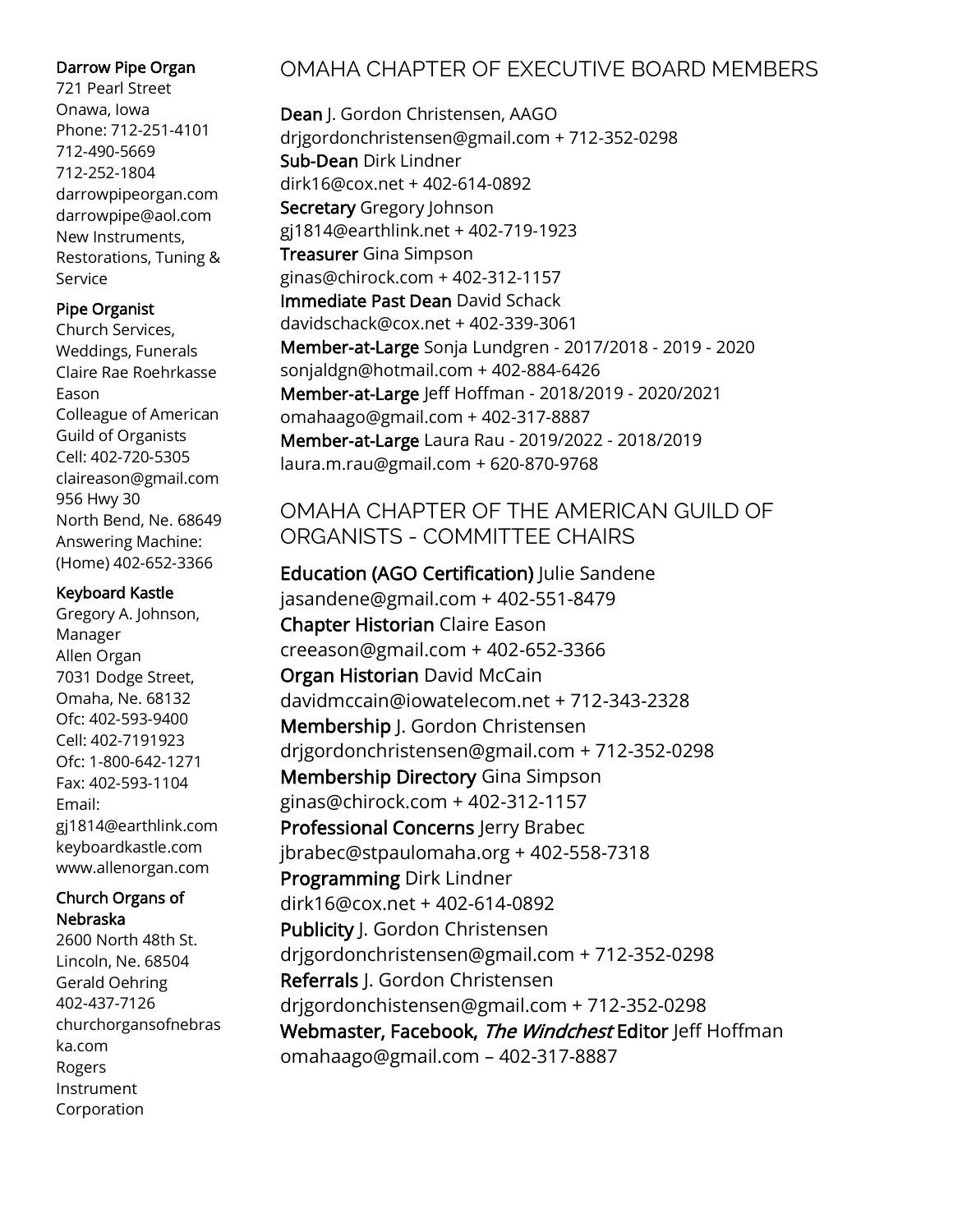**Darrow Pipe Organ**
721 Pearl Street
Onawa, Iowa
Phone: 712-251-4101
712-490-5669
712-252-1804
darrowpipeorgan.com
darrowpipe@aol.com
New Instruments, Restorations, Tuning & Service

**Pipe Organist**
Church Services, Weddings, Funerals
Claire Rae Roehrkasse Eason
Colleague of American Guild of Organists
Cell: 402-720-5305
claireason@gmail.com
956 Hwy 30
North Bend, Ne. 68649
Answering Machine: (Home) 402-652-3366

**Keyboard Kastle**
Gregory A. Johnson, Manager
Allen Organ
7031 Dodge Street, Omaha, Ne. 68132
Ofc: 402-593-9400
Cell: 402-7191923
Ofc: 1-800-642-1271
Fax: 402-593-1104
Email: gj1814@earthlink.com
keyboardkastle.com
www.allenorgan.com

**Church Organs of Nebraska**
2600 North 48th St.
Lincoln, Ne. 68504
Gerald Oehring
402-437-7126
churchorgansofnebraska.com
Rogers Instrument Corporation

## OMAHA CHAPTER OF EXECUTIVE BOARD MEMBERS

**Dean** J. Gordon Christensen, AAGO
drjgordonchristensen@gmail.com + 712-352-0298
**Sub-Dean** Dirk Lindner
dirk16@cox.net + 402-614-0892
**Secretary** Gregory Johnson
gj1814@earthlink.net + 402-719-1923
**Treasurer** Gina Simpson
ginas@chirock.com + 402-312-1157
**Immediate Past Dean** David Schack
davidschack@cox.net + 402-339-3061
**Member-at-Large** Sonja Lundgren - 2017/2018 - 2019 - 2020
sonjaldgn@hotmail.com + 402-884-6426
**Member-at-Large** Jeff Hoffman - 2018/2019 - 2020/2021
omahaago@gmail.com + 402-317-8887
**Member-at-Large** Laura Rau - 2019/2022 - 2018/2019
laura.m.rau@gmail.com + 620-870-9768

## OMAHA CHAPTER OF THE AMERICAN GUILD OF ORGANISTS - COMMITTEE CHAIRS

**Education (AGO Certification)** Julie Sandene
jasandene@gmail.com + 402-551-8479
**Chapter Historian** Claire Eason
creeason@gmail.com + 402-652-3366
**Organ Historian** David McCain
davidmccain@iowatelecom.net + 712-343-2328
**Membership** J. Gordon Christensen
drjgordonchristensen@gmail.com + 712-352-0298
**Membership Directory** Gina Simpson
ginas@chirock.com + 402-312-1157
**Professional Concerns** Jerry Brabec
jbrabec@stpaulomaha.org + 402-558-7318
**Programming** Dirk Lindner
dirk16@cox.net + 402-614-0892
**Publicity** J. Gordon Christensen
drjgordonchristensen@gmail.com + 712-352-0298
**Referrals** J. Gordon Christensen
drjgordonchistensen@gmail.com + 712-352-0298
**Webmaster, Facebook, *The Windchest* Editor** Jeff Hoffman
omahaago@gmail.com – 402-317-8887